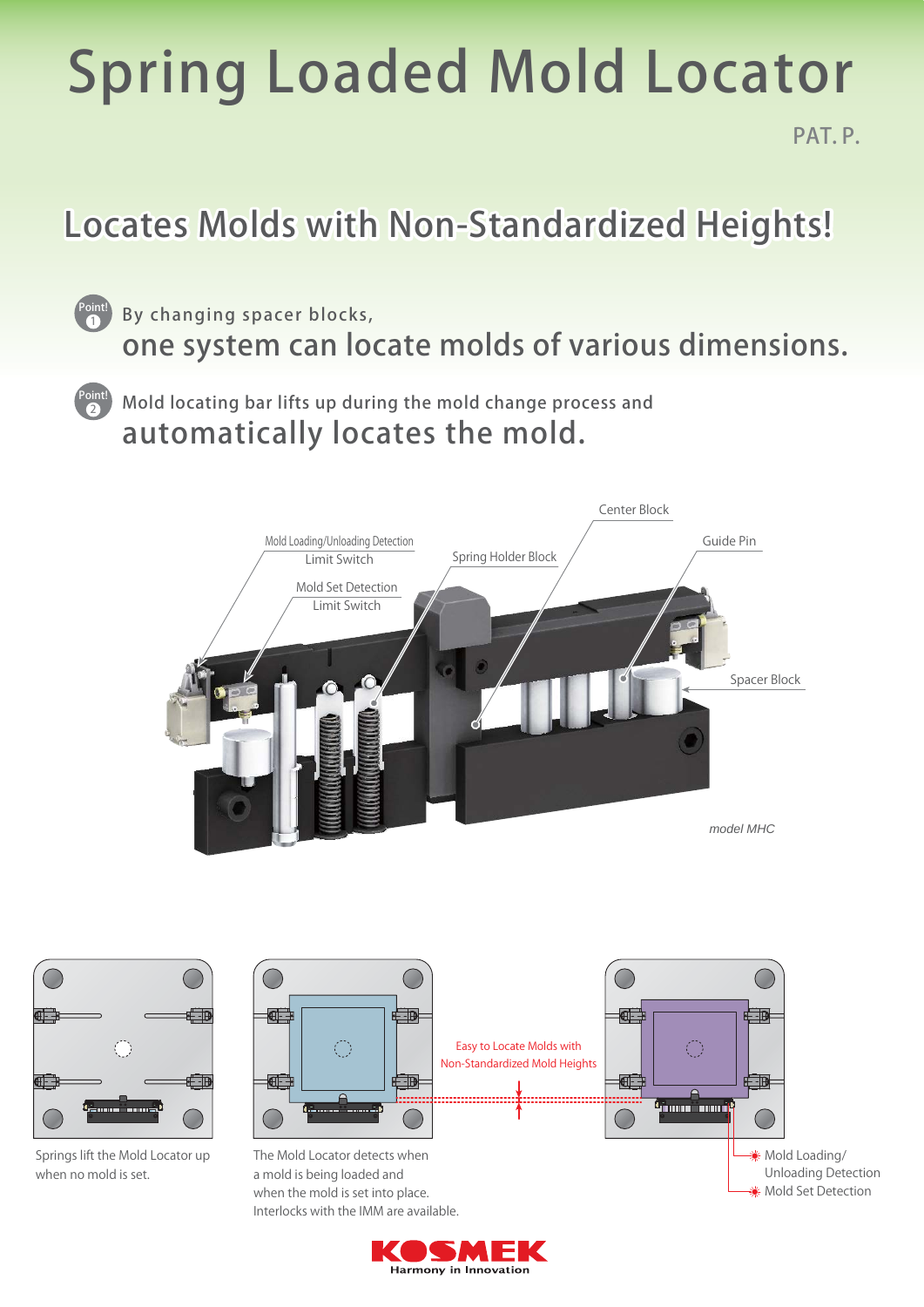# Spring Loaded Mold Locator

PAT. P.

## Locates Molds with Non-Standardized Heights!

**Point! 1** By changing spacer blocks,
one system can locate molds of various dimensions.

**Point! 2** Mold locating bar lifts up during the mold change process and
automatically locates the mold.

Mold Loading/Unloading Detection Limit Switch

Mold Set Detection Limit Switch

Spring Holder Block

Center Block

Guide Pin

Spacer Block

*model MHC*

Springs lift the Mold Locator up when no mold is set.

The Mold Locator detects when a mold is being loaded and when the mold is set into place. Interlocks with the IMM are available.

Easy to Locate Molds with Non-Standardized Mold Heights

Mold Loading/ Unloading Detection

Mold Set Detection

KOSMEK
Harmony in Innovation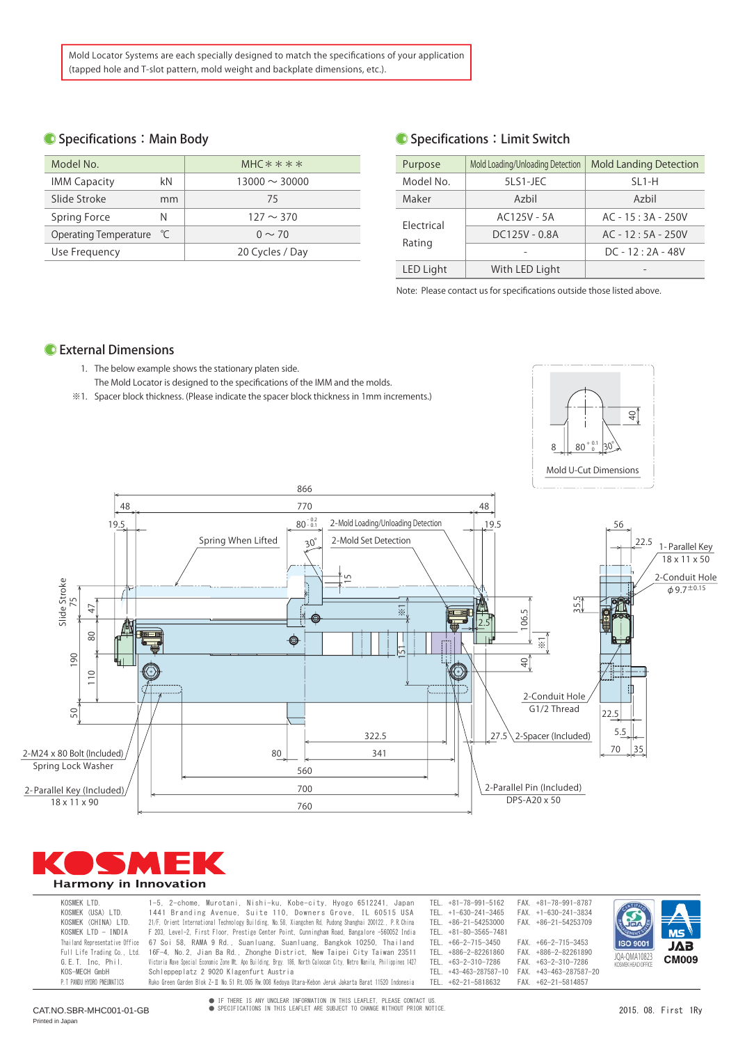Mold Locator Systems are each specially designed to match the specifications of your application (tapped hole and T-slot pattern, mold weight and backplate dimensions, etc.).

## Specifications：Main Body

| Model No. | | MHC＊＊＊＊ |
|---|---|---|
| IMM Capacity | kN | 13000 ～ 30000 |
| Slide Stroke | mm | 75 |
| Spring Force | N | 127 ～ 370 |
| Operating Temperature | ℃ | 0 ～ 70 |
| Use Frequency | | 20 Cycles / Day |

## Specifications：Limit Switch

| Purpose | Mold Loading/Unloading Detection | Mold Landing Detection |
|---|---|---|
| Model No. | 5LS1-JEC | SL1-H |
| Maker | Azbil | Azbil |
| Electrical Rating | AC125V - 5A | AC - 15 : 3A - 250V |
| | DC125V - 0.8A | AC - 12 : 5A - 250V |
| | - | DC - 12 : 2A - 48V |
| LED Light | With LED Light | - |

Note: Please contact us for specifications outside those listed above.

## External Dimensions

1. The below example shows the stationary platen side.
   The Mold Locator is designed to the specifications of the IMM and the molds.

※1. Spacer block thickness. (Please indicate the spacer block thickness in 1mm increments.)

40
8
80 $^{+0.1}_{0}$
30°
Mold U-Cut Dimensions

866
48
770
48
19.5
80 $^{-0.2}_{-0.1}$
2-Mold Loading/Unloading Detection
19.5
Spring When Lifted
30°
2-Mold Set Detection
15
Slide Stroke 75
47
80
190
110
50
※1
2.5
106.5
151
※1
40
35.5
56
22.5
1-Parallel Key 18 x 11 x 50
2-Conduit Hole $\phi 9.7^{\pm0.15}$
2-Conduit Hole G1/2 Thread
22.5
5.5
70
35
322.5
27.5
2-Spacer (Included)
2-M24 x 80 Bolt (Included) Spring Lock Washer
80
341
560
2-Parallel Key (Included) 18 x 11 x 90
700
760
2-Parallel Pin (Included) DPS-A20 x 50

KOSMEK
Harmony in Innovation

| | | | |
|---|---|---|---|
| KOSMEK LTD. | 1-5, 2-chome, Murotani, Nishi-ku, Kobe-city, Hyogo 6512241, Japan | TEL. +81-78-991-5162 | FAX. +81-78-991-8787 |
| KOSMEK (USA) LTD. | 1441 Branding Avenue, Suite 110, Downers Grove, IL 60515 USA | TEL. +1-630-241-3465 | FAX. +1-630-241-3834 |
| KOSMEK (CHINA) LTD. | 21/F, Orient International Technology Building, No.58, Xiangchen Rd, Pudong Shanghai 200122, P.R.China | TEL. +86-21-54253000 | FAX. +86-21-54253709 |
| KOSMEK LTD - INDIA | F 203, Level-2, First Floor, Prestige Center Point, Cunningham Road, Bangalore -560052 India | TEL. +81-80-3565-7481 | |
| Thailand Representative Office | 67 Soi 58, RAMA 9 Rd., Suanluang, Suanluang, Bangkok 10250, Thailand | TEL. +66-2-715-3450 | FAX. +66-2-715-3453 |
| Full Life Trading Co., Ltd. | 16F-4, No.2, Jian Ba Rd., Zhonghe District, New Taipei City Taiwan 23511 | TEL. +886-2-82261860 | FAX. +886-2-82261890 |
| G.E.T. Inc, Phil. | Victoria Wave Special Economic Zone Mt. Apo Building, Brgy. 186, North Caloocan City, Metro Manila, Philippines 1427 | TEL. +63-2-310-7286 | FAX. +63-2-310-7286 |
| KOS-MECH GmbH | Schleppeplatz 2 9020 Klagenfurt Austria | TEL. +43-463-287587-10 | FAX. +43-463-287587-20 |
| P.T PANDU HYDRO PNEUMATICS | Ruko Green Garden Blok Z-II No.51 Rt.005 Rw.008 Kedoya Utara-Kebon Jeruk Jakarta Barat 11520 Indonesia | TEL. +62-21-5818632 | FAX. +62-21-5814857 |

ISO 9001 JQA-QMA10823 KOSMEK HEAD OFFICE
MS JAB CM009

● IF THERE IS ANY UNCLEAR INFORMATION IN THIS LEAFLET, PLEASE CONTACT US.
● SPECIFICATIONS IN THIS LEAFLET ARE SUBJECT TO CHANGE WITHOUT PRIOR NOTICE.

CAT.NO.SBR-MHC001-01-GB
Printed in Japan
2015. 08. First 1Ry